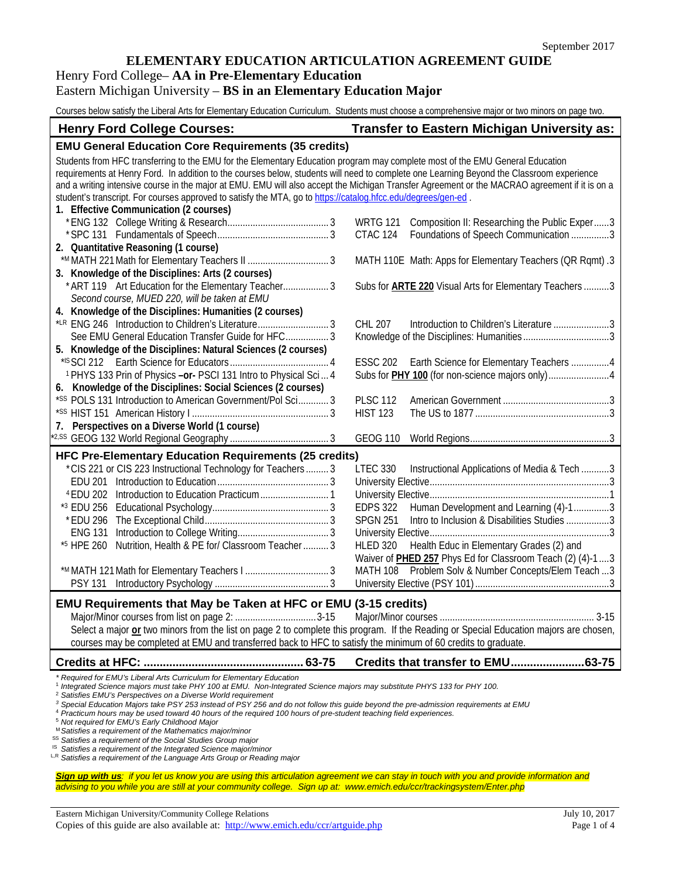September 2017

# ELEMENTARY EDUCATION ARTICULATION AGREEMENT GUIDE

## Henry Ford College– **AA in Pre-Elementary Education**
## Eastern Michigan University – **BS in an Elementary Education Major**

Courses below satisfy the Liberal Arts for Elementary Education Curriculum. Students must choose a comprehensive major or two minors on page two.

| Henry Ford College Courses: | Transfer to Eastern Michigan University as: |
|---|---|
| **EMU General Education Core Requirements (35 credits)** | |
| Students from HFC transferring to the EMU for the Elementary Education program may complete most of the EMU General Education requirements at Henry Ford. In addition to the courses below, students will need to complete one Learning Beyond the Classroom experience and a writing intensive course in the major at EMU. EMU will also accept the Michigan Transfer Agreement or the MACRAO agreement if it is on a student's transcript. For courses approved to satisfy the MTA, go to https://catalog.hfcc.edu/degrees/gen-ed . | |
| **1. Effective Communication (2 courses)** | |
| *ENG 132 College Writing & Research ... 3 | WRTG 121 Composition II: Researching the Public Exper ... 3 |
| *SPC 131 Fundamentals of Speech ... 3 | CTAC 124 Foundations of Speech Communication ... 3 |
| **2. Quantitative Reasoning (1 course)** | |
| *M MATH 221 Math for Elementary Teachers II ... 3 | MATH 110E Math: Apps for Elementary Teachers (QR Rqmt) . 3 |
| **3. Knowledge of the Disciplines: Arts (2 courses)** | |
| *ART 119 Art Education for the Elementary Teacher ... 3 | Subs for **ARTE 220** Visual Arts for Elementary Teachers ... 3 |
| *Second course, MUED 220, will be taken at EMU* | |
| **4. Knowledge of the Disciplines: Humanities (2 courses)** | |
| *LR ENG 246 Introduction to Children's Literature ... 3 | CHL 207 Introduction to Children's Literature ... 3 |
| See EMU General Education Transfer Guide for HFC ... 3 | Knowledge of the Disciplines: Humanities ... 3 |
| **5. Knowledge of the Disciplines: Natural Sciences (2 courses)** | |
| *IS SCI 212 Earth Science for Educators ... 4 | ESSC 202 Earth Science for Elementary Teachers ... 4 |
| [1] PHYS 133 Prin of Physics **–or-** PSCI 131 Intro to Physical Sci ... 4 | Subs for **PHY 100** (for non-science majors only) ... 4 |
| **6. Knowledge of the Disciplines: Social Sciences (2 courses)** | |
| *SS POLS 131 Introduction to American Government/Pol Sci ... 3 | PLSC 112 American Government ... 3 |
| *SS HIST 151 American History I ... 3 | HIST 123 The US to 1877 ... 3 |
| **7. Perspectives on a Diverse World (1 course)** | |
| *2,SS GEOG 132 World Regional Geography ... 3 | GEOG 110 World Regions ... 3 |
| **HFC Pre-Elementary Education Requirements (25 credits)** | |
| *CIS 221 or CIS 223 Instructional Technology for Teachers ... 3 | LTEC 330 Instructional Applications of Media & Tech ... 3 |
| EDU 201 Introduction to Education ... 3 | University Elective ... 3 |
| [4] EDU 202 Introduction to Education Practicum ... 1 | University Elective ... 1 |
| *3 EDU 256 Educational Psychology ... 3 | EDPS 322 Human Development and Learning (4)-1 ... 3 |
| *EDU 296 The Exceptional Child ... 3 | SPGN 251 Intro to Inclusion & Disabilities Studies ... 3 |
| ENG 131 Introduction to College Writing ... 3 | University Elective ... 3 |
| *5 HPE 260 Nutrition, Health & PE for/ Classroom Teacher ... 3 | HLED 320 Health Educ in Elementary Grades (2) and Waiver of **PHED 257** Phys Ed for Classroom Teach (2) (4)-1 ... 3 |
| *M MATH 121 Math for Elementary Teachers I ... 3 | MATH 108 Problem Solv & Number Concepts/Elem Teach ... 3 |
| PSY 131 Introductory Psychology ... 3 | University Elective (PSY 101) ... 3 |
| **EMU Requirements that May be Taken at HFC or EMU (3-15 credits)** | |
| Major/Minor courses from list on page 2: ... 3-15 | Major/Minor courses ... 3-15 |
| Select a major **or** two minors from the list on page 2 to complete this program. If the Reading or Special Education majors are chosen, courses may be completed at EMU and transferred back to HFC to satisfy the minimum of 60 credits to graduate. | |
| **Credits at HFC: ... 63-75** | **Credits that transfer to EMU ... 63-75** |

*\* Required for EMU's Liberal Arts Curriculum for Elementary Education*
[1] *Integrated Science majors must take PHY 100 at EMU. Non-Integrated Science majors may substitute PHYS 133 for PHY 100.*
[2] *Satisfies EMU's Perspectives on a Diverse World requirement*
[3] *Special Education Majors take PSY 253 instead of PSY 256 and do not follow this guide beyond the pre-admission requirements at EMU*
[4] *Practicum hours may be used toward 40 hours of the required 100 hours of pre-student teaching field experiences.*
[5] *Not required for EMU's Early Childhood Major*
[M] *Satisfies a requirement of the Mathematics major/minor*
[SS] *Satisfies a requirement of the Social Studies Group major*
[IS] *Satisfies a requirement of the Integrated Science major/minor*
[L,R] *Satisfies a requirement of the Language Arts Group or Reading major*

***Sign up with us**: if you let us know you are using this articulation agreement we can stay in touch with you and provide information and advising to you while you are still at your community college. Sign up at: www.emich.edu/ccr/trackingsystem/Enter.php*

Eastern Michigan University/Community College Relations — July 10, 2017
Copies of this guide are also available at: http://www.emich.edu/ccr/artguide.php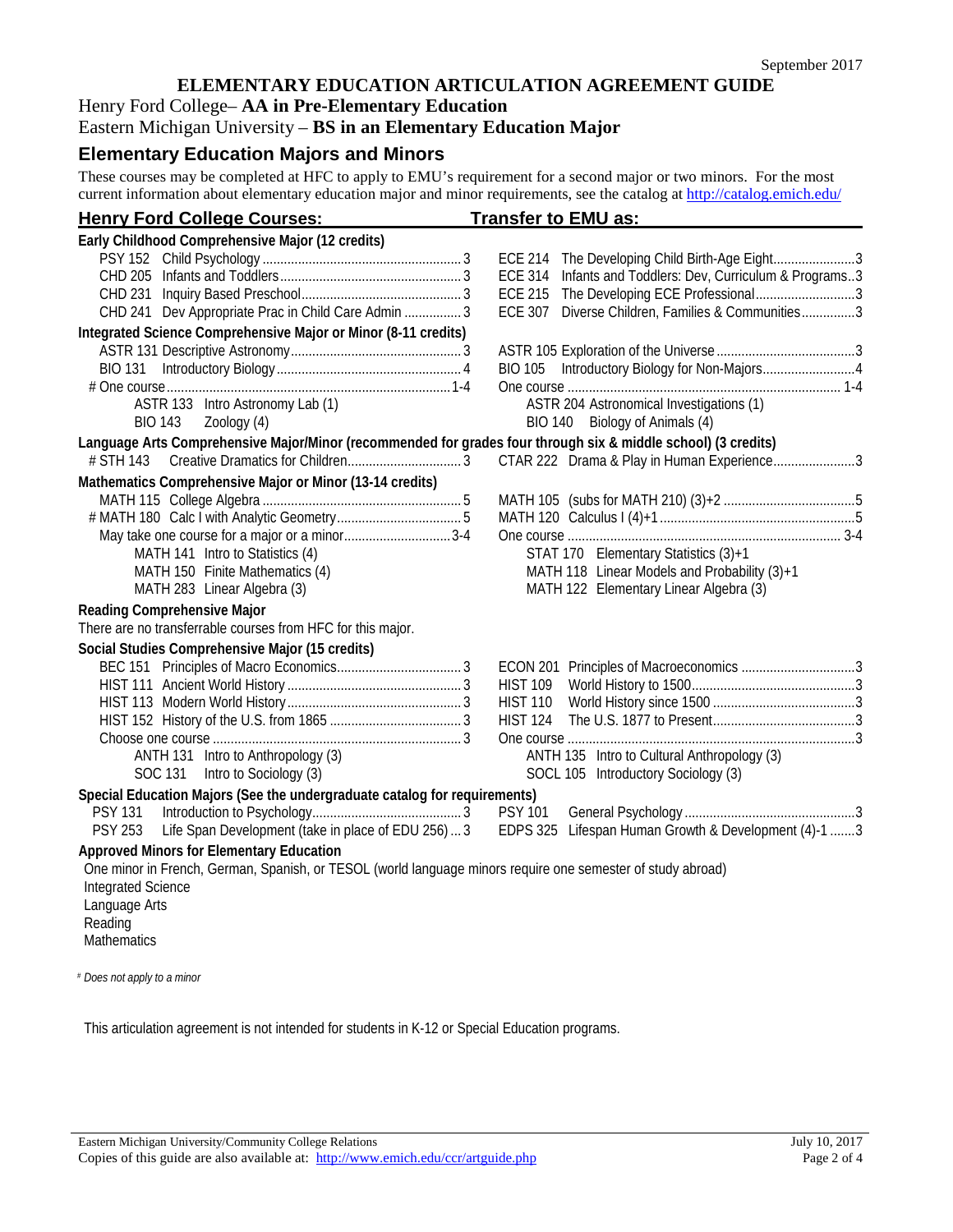September 2017

# ELEMENTARY EDUCATION ARTICULATION AGREEMENT GUIDE

Henry Ford College– **AA in Pre-Elementary Education**

Eastern Michigan University – **BS in an Elementary Education Major**

## Elementary Education Majors and Minors

These courses may be completed at HFC to apply to EMU's requirement for a second major or two minors. For the most current information about elementary education major and minor requirements, see the catalog at http://catalog.emich.edu/

| Henry Ford College Courses: | Transfer to EMU as: |
|---|---|
| **Early Childhood Comprehensive Major (12 credits)** | |
| PSY 152 Child Psychology ... 3 | ECE 214 The Developing Child Birth-Age Eight ... 3 |
| CHD 205 Infants and Toddlers ... 3 | ECE 314 Infants and Toddlers: Dev, Curriculum & Programs .. 3 |
| CHD 231 Inquiry Based Preschool ... 3 | ECE 215 The Developing ECE Professional ... 3 |
| CHD 241 Dev Appropriate Prac in Child Care Admin ... 3 | ECE 307 Diverse Children, Families & Communities ... 3 |
| **Integrated Science Comprehensive Major or Minor (8-11 credits)** | |
| ASTR 131 Descriptive Astronomy ... 3 | ASTR 105 Exploration of the Universe ... 3 |
| BIO 131 Introductory Biology ... 4 | BIO 105 Introductory Biology for Non-Majors ... 4 |
| # One course ... 1-4 | One course ... 1-4 |
| ASTR 133 Intro Astronomy Lab (1) | ASTR 204 Astronomical Investigations (1) |
| BIO 143 Zoology (4) | BIO 140 Biology of Animals (4) |
| **Language Arts Comprehensive Major/Minor (recommended for grades four through six & middle school) (3 credits)** | |
| # STH 143 Creative Dramatics for Children ... 3 | CTAR 222 Drama & Play in Human Experience ... 3 |
| **Mathematics Comprehensive Major or Minor (13-14 credits)** | |
| MATH 115 College Algebra ... 5 | MATH 105 (subs for MATH 210) (3)+2 ... 5 |
| # MATH 180 Calc I with Analytic Geometry ... 5 | MATH 120 Calculus I (4)+1 ... 5 |
| May take one course for a major or a minor ... 3-4 | One course ... 3-4 |
| MATH 141 Intro to Statistics (4) | STAT 170 Elementary Statistics (3)+1 |
| MATH 150 Finite Mathematics (4) | MATH 118 Linear Models and Probability (3)+1 |
| MATH 283 Linear Algebra (3) | MATH 122 Elementary Linear Algebra (3) |
| **Reading Comprehensive Major** | |
| There are no transferrable courses from HFC for this major. | |
| **Social Studies Comprehensive Major (15 credits)** | |
| BEC 151 Principles of Macro Economics ... 3 | ECON 201 Principles of Macroeconomics ... 3 |
| HIST 111 Ancient World History ... 3 | HIST 109 World History to 1500 ... 3 |
| HIST 113 Modern World History ... 3 | HIST 110 World History since 1500 ... 3 |
| HIST 152 History of the U.S. from 1865 ... 3 | HIST 124 The U.S. 1877 to Present ... 3 |
| Choose one course ... 3 | One course ... 3 |
| ANTH 131 Intro to Anthropology (3) | ANTH 135 Intro to Cultural Anthropology (3) |
| SOC 131 Intro to Sociology (3) | SOCL 105 Introductory Sociology (3) |
| **Special Education Majors (See the undergraduate catalog for requirements)** | |
| PSY 131 Introduction to Psychology ... 3 | PSY 101 General Psychology ... 3 |
| PSY 253 Life Span Development (take in place of EDU 256) ... 3 | EDPS 325 Lifespan Human Growth & Development (4)-1 ... 3 |

**Approved Minors for Elementary Education**

One minor in French, German, Spanish, or TESOL (world language minors require one semester of study abroad)

Integrated Science

Language Arts

Reading

Mathematics

*# Does not apply to a minor*

This articulation agreement is not intended for students in K-12 or Special Education programs.

Eastern Michigan University/Community College Relations — July 10, 2017

Copies of this guide are also available at: http://www.emich.edu/ccr/artguide.php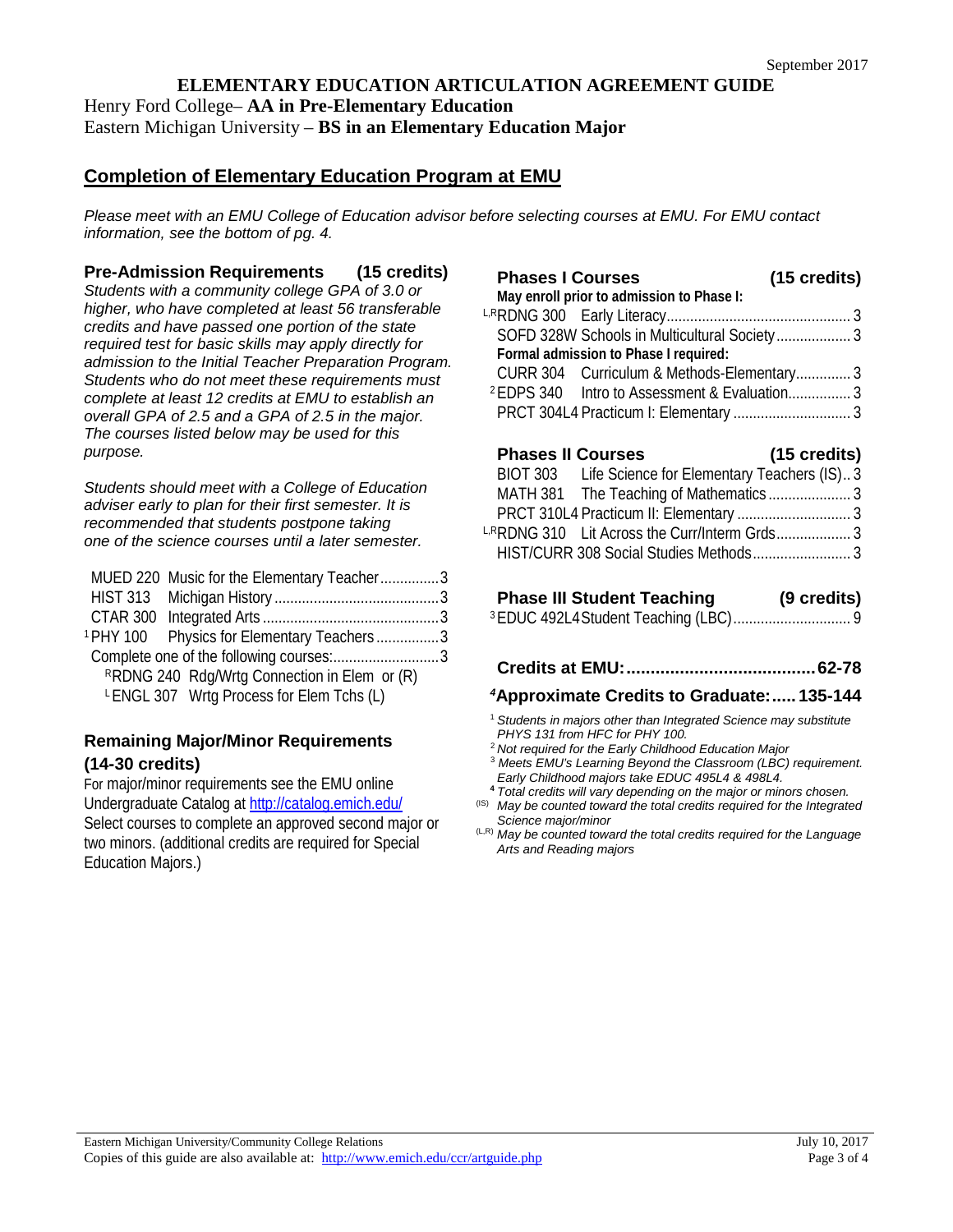September 2017

# ELEMENTARY EDUCATION ARTICULATION AGREEMENT GUIDE

Henry Ford College– **AA in Pre-Elementary Education**
Eastern Michigan University – **BS in an Elementary Education Major**

## Completion of Elementary Education Program at EMU

*Please meet with an EMU College of Education advisor before selecting courses at EMU. For EMU contact information, see the bottom of pg. 4.*

### Pre-Admission Requirements (15 credits)

*Students with a community college GPA of 3.0 or higher, who have completed at least 56 transferable credits and have passed one portion of the state required test for basic skills may apply directly for admission to the Initial Teacher Preparation Program. Students who do not meet these requirements must complete at least 12 credits at EMU to establish an overall GPA of 2.5 and a GPA of 2.5 in the major. The courses listed below may be used for this purpose.*

*Students should meet with a College of Education adviser early to plan for their first semester. It is recommended that students postpone taking one of the science courses until a later semester.*

- MUED 220 Music for the Elementary Teacher ............... 3
- HIST 313 Michigan History ............... 3
- CTAR 300 Integrated Arts ............... 3
- [1]PHY 100 Physics for Elementary Teachers ............... 3
- Complete one of the following courses: ............... 3
  - [R]RDNG 240 Rdg/Wrtg Connection in Elem or (R)
  - [L]ENGL 307 Wrtg Process for Elem Tchs (L)

### Remaining Major/Minor Requirements (14-30 credits)

For major/minor requirements see the EMU online Undergraduate Catalog at http://catalog.emich.edu/ Select courses to complete an approved second major or two minors. (additional credits are required for Special Education Majors.)

### Phases I Courses (15 credits)

**May enroll prior to admission to Phase I:**

- [L,R]RDNG 300 Early Literacy ............... 3
- SOFD 328W Schools in Multicultural Society ............... 3

**Formal admission to Phase I required:**

- CURR 304 Curriculum & Methods-Elementary ............... 3
- [2]EDPS 340 Intro to Assessment & Evaluation ............... 3
- PRCT 304L4 Practicum I: Elementary ............... 3

### Phases II Courses (15 credits)

- BIOT 303 Life Science for Elementary Teachers (IS) .. 3
- MATH 381 The Teaching of Mathematics ............... 3
- PRCT 310L4 Practicum II: Elementary ............... 3
- [L,R]RDNG 310 Lit Across the Curr/Interm Grds ............... 3
- HIST/CURR 308 Social Studies Methods ............... 3

### Phase III Student Teaching (9 credits)

- [3]EDUC 492L4 Student Teaching (LBC) ............... 9

### Credits at EMU: ............... 62-78

### [4]Approximate Credits to Graduate: ..... 135-144

[1] *Students in majors other than Integrated Science may substitute PHYS 131 from HFC for PHY 100.*
[2] *Not required for the Early Childhood Education Major*
[3] *Meets EMU's Learning Beyond the Classroom (LBC) requirement. Early Childhood majors take EDUC 495L4 & 498L4.*
[4] *Total credits will vary depending on the major or minors chosen.*
(IS) *May be counted toward the total credits required for the Integrated Science major/minor*
(L,R) *May be counted toward the total credits required for the Language Arts and Reading majors*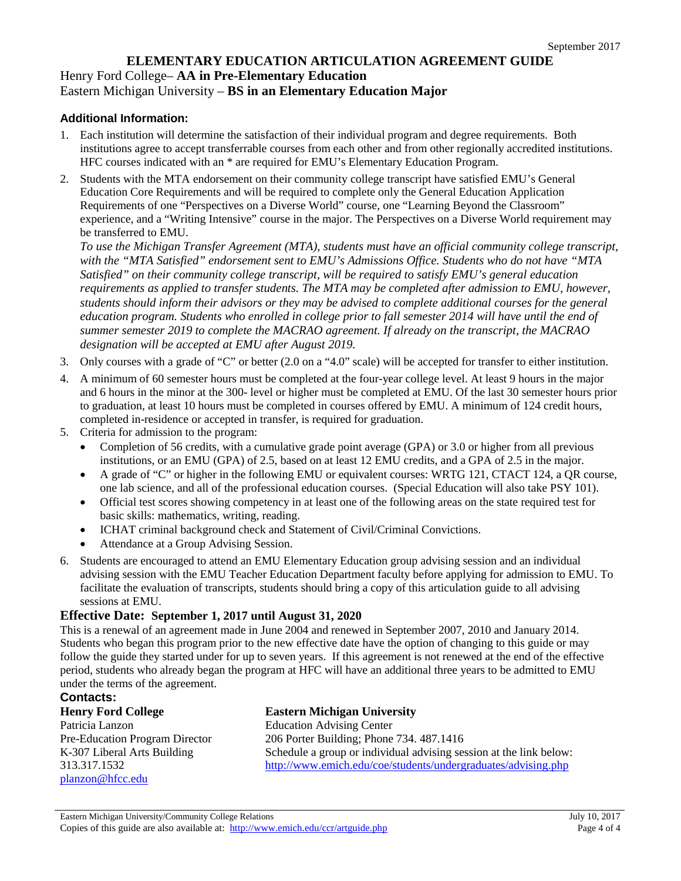September 2017

# ELEMENTARY EDUCATION ARTICULATION AGREEMENT GUIDE

Henry Ford College– **AA in Pre-Elementary Education**
Eastern Michigan University – **BS in an Elementary Education Major**

### Additional Information:

1. Each institution will determine the satisfaction of their individual program and degree requirements. Both institutions agree to accept transferrable courses from each other and from other regionally accredited institutions. HFC courses indicated with an * are required for EMU's Elementary Education Program.
2. Students with the MTA endorsement on their community college transcript have satisfied EMU's General Education Core Requirements and will be required to complete only the General Education Application Requirements of one "Perspectives on a Diverse World" course, one "Learning Beyond the Classroom" experience, and a "Writing Intensive" course in the major. The Perspectives on a Diverse World requirement may be transferred to EMU.
   *To use the Michigan Transfer Agreement (MTA), students must have an official community college transcript, with the "MTA Satisfied" endorsement sent to EMU's Admissions Office. Students who do not have "MTA Satisfied" on their community college transcript, will be required to satisfy EMU's general education requirements as applied to transfer students. The MTA may be completed after admission to EMU, however, students should inform their advisors or they may be advised to complete additional courses for the general education program. Students who enrolled in college prior to fall semester 2014 will have until the end of summer semester 2019 to complete the MACRAO agreement. If already on the transcript, the MACRAO designation will be accepted at EMU after August 2019.*
3. Only courses with a grade of "C" or better (2.0 on a "4.0" scale) will be accepted for transfer to either institution.
4. A minimum of 60 semester hours must be completed at the four-year college level. At least 9 hours in the major and 6 hours in the minor at the 300- level or higher must be completed at EMU. Of the last 30 semester hours prior to graduation, at least 10 hours must be completed in courses offered by EMU. A minimum of 124 credit hours, completed in-residence or accepted in transfer, is required for graduation.
5. Criteria for admission to the program:
   - Completion of 56 credits, with a cumulative grade point average (GPA) or 3.0 or higher from all previous institutions, or an EMU (GPA) of 2.5, based on at least 12 EMU credits, and a GPA of 2.5 in the major.
   - A grade of "C" or higher in the following EMU or equivalent courses: WRTG 121, CTACT 124, a QR course, one lab science, and all of the professional education courses. (Special Education will also take PSY 101).
   - Official test scores showing competency in at least one of the following areas on the state required test for basic skills: mathematics, writing, reading.
   - ICHAT criminal background check and Statement of Civil/Criminal Convictions.
   - Attendance at a Group Advising Session.
6. Students are encouraged to attend an EMU Elementary Education group advising session and an individual advising session with the EMU Teacher Education Department faculty before applying for admission to EMU. To facilitate the evaluation of transcripts, students should bring a copy of this articulation guide to all advising sessions at EMU.

### Effective Date: September 1, 2017 until August 31, 2020

This is a renewal of an agreement made in June 2004 and renewed in September 2007, 2010 and January 2014. Students who began this program prior to the new effective date have the option of changing to this guide or may follow the guide they started under for up to seven years. If this agreement is not renewed at the end of the effective period, students who already began the program at HFC will have an additional three years to be admitted to EMU under the terms of the agreement.

### Contacts:

**Henry Ford College**
Patricia Lanzon
Pre-Education Program Director
K-307 Liberal Arts Building
313.317.1532
planzon@hfcc.edu

**Eastern Michigan University**
Education Advising Center
206 Porter Building; Phone 734. 487.1416
Schedule a group or individual advising session at the link below:
http://www.emich.edu/coe/students/undergraduates/advising.php

Eastern Michigan University/Community College Relations — July 10, 2017
Copies of this guide are also available at: http://www.emich.edu/ccr/artguide.php